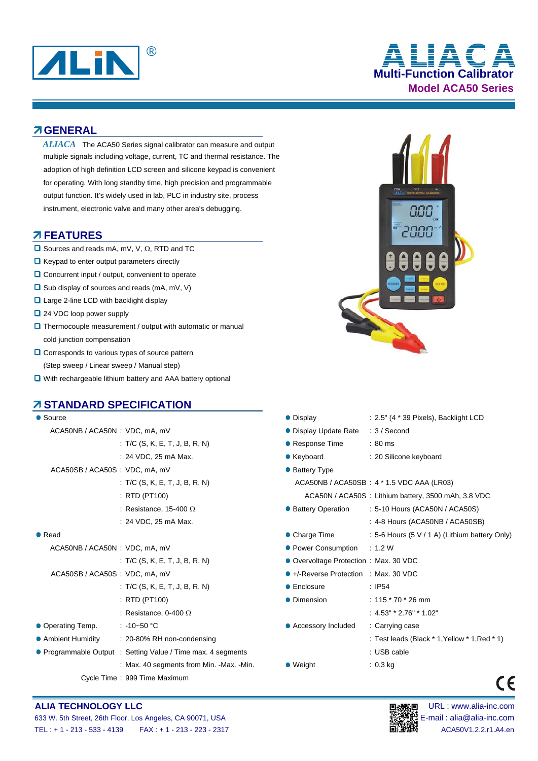# ALIACA Multi-Function Calibrator

## Model ACA50 Series

## GENERAL

*ALIACA* The ACA50 Series signal calibrator can measure and output multiple signals including voltage, current, TC and thermal resistance. The adoption of high definition LCD screen and silicone keypad is convenient for operating. With long standby time, high precision and programmable output function. It's widely used in lab, PLC in industry site, process instrument, electronic valve and many other area's debugging.

## FEATURES

- Sources and reads mA, mV, V, Ω, RTD and TC
- Keypad to enter output parameters directly
- Concurrent input / output, convenient to operate
- Sub display of sources and reads (mA, mV, V)
- Large 2-line LCD with backlight display
- 24 VDC loop power supply
- Thermocouple measurement / output with automatic or manual cold junction compensation
- Corresponds to various types of source pattern (Step sweep / Linear sweep / Manual step)
- With rechargeable lithium battery and AAA battery optional

## STANDARD SPECIFICATION

- Source
  - ACA50NB / ACA50N : VDC, mA, mV
    - : T/C (S, K, E, T, J, B, R, N)
    - : 24 VDC, 25 mA Max.
  - ACA50SB / ACA50S : VDC, mA, mV
    - : T/C (S, K, E, T, J, B, R, N)
    - : RTD (PT100)
    - : Resistance, 15-400 Ω
    - : 24 VDC, 25 mA Max.
- Read
  - ACA50NB / ACA50N : VDC, mA, mV
    - : T/C (S, K, E, T, J, B, R, N)
  - ACA50SB / ACA50S : VDC, mA, mV
    - : T/C (S, K, E, T, J, B, R, N)
    - : RTD (PT100)
    - : Resistance, 0-400 Ω
- Operating Temp. : -10~50 °C
- Ambient Humidity : 20-80% RH non-condensing
- Programmable Output : Setting Value / Time max. 4 segments
  - : Max. 40 segments from Min. -Max. -Min.
  - Cycle Time : 999 Time Maximum
- Display : 2.5" (4 * 39 Pixels), Backlight LCD
- Display Update Rate : 3 / Second
- Response Time : 80 ms
- Keyboard : 20 Silicone keyboard
- Battery Type
  - ACA50NB / ACA50SB : 4 * 1.5 VDC AAA (LR03)
  - ACA50N / ACA50S : Lithium battery, 3500 mAh, 3.8 VDC
- Battery Operation : 5-10 Hours (ACA50N / ACA50S)
  - : 4-8 Hours (ACA50NB / ACA50SB)
- Charge Time : 5-6 Hours (5 V / 1 A) (Lithium battery Only)
- Power Consumption : 1.2 W
- Overvoltage Protection : Max. 30 VDC
- +/-Reverse Protection : Max. 30 VDC
- Enclosure : IP54
- Dimension : 115 * 70 * 26 mm
  - : 4.53" * 2.76" * 1.02"
- Accessory Included : Carrying case
  - : Test leads (Black * 1,Yellow * 1,Red * 1)
  - : USB cable
- Weight : 0.3 kg

**ALIA TECHNOLOGY LLC**
633 W. 5th Street, 26th Floor, Los Angeles, CA 90071, USA
TEL : + 1 - 213 - 533 - 4139 FAX : + 1 - 213 - 223 - 2317

URL : www.alia-inc.com
E-mail : alia@alia-inc.com
ACA50V1.2.2.r1.A4.en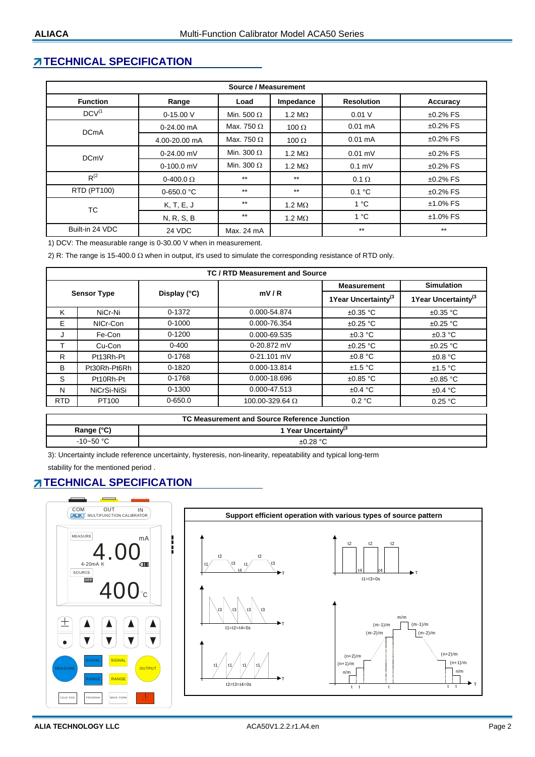## TECHNICAL SPECIFICATION

| Source / Measurement | | | | | |
|---|---|---|---|---|---|
| **Function** | **Range** | **Load** | **Impedance** | **Resolution** | **Accuracy** |
| DCV[1] | 0-15.00 V | Min. 500 Ω | 1.2 MΩ | 0.01 V | ±0.2% FS |
| DCmA | 0-24.00 mA | Max. 750 Ω | 100 Ω | 0.01 mA | ±0.2% FS |
| | 4.00-20.00 mA | Max. 750 Ω | 100 Ω | 0.01 mA | ±0.2% FS |
| DCmV | 0-24.00 mV | Min. 300 Ω | 1.2 MΩ | 0.01 mV | ±0.2% FS |
| | 0-100.0 mV | Min. 300 Ω | 1.2 MΩ | 0.1 mV | ±0.2% FS |
| R[2] | 0-400.0 Ω | ** | ** | 0.1 Ω | ±0.2% FS |
| RTD (PT100) | 0-650.0 °C | ** | ** | 0.1 °C | ±0.2% FS |
| TC | K, T, E, J | ** | 1.2 MΩ | 1 °C | ±1.0% FS |
| | N, R, S, B | ** | 1.2 MΩ | 1 °C | ±1.0% FS |
| Built-in 24 VDC | 24 VDC | Max. 24 mA | | ** | ** |

1) DCV: The measurable range is 0-30.00 V when in measurement.

2) R: The range is 15-400.0 Ω when in output, it's used to simulate the corresponding resistance of RTD only.

| TC / RTD Measurement and Source | | | | | |
|---|---|---|---|---|---|
| **Sensor Type** | | **Display (°C)** | **mV / R** | **Measurement** | **Simulation** |
| | | | | **1Year Uncertainty[3]** | **1Year Uncertainty[3]** |
| K | NiCr-Ni | 0-1372 | 0.000-54.874 | ±0.35 °C | ±0.35 °C |
| E | NICr-Con | 0-1000 | 0.000-76.354 | ±0.25 °C | ±0.25 °C |
| J | Fe-Con | 0-1200 | 0.000-69.535 | ±0.3 °C | ±0.3 °C |
| T | Cu-Con | 0-400 | 0-20.872 mV | ±0.25 °C | ±0.25 °C |
| R | Pt13Rh-Pt | 0-1768 | 0-21.101 mV | ±0.8 °C | ±0.8 °C |
| B | Pt30Rh-Pt6Rh | 0-1820 | 0.000-13.814 | ±1.5 °C | ±1.5 °C |
| S | Pt10Rh-Pt | 0-1768 | 0.000-18.696 | ±0.85 °C | ±0.85 °C |
| N | NiCrSi-NiSi | 0-1300 | 0.000-47.513 | ±0.4 °C | ±0.4 °C |
| RTD | PT100 | 0-650.0 | 100.00-329.64 Ω | 0.2 °C | 0.25 °C |

| TC Measurement and Source Reference Junction | |
|---|---|
| **Range (°C)** | **1 Year Uncertainty[3]** |
| -10~50 °C | ±0.28 °C |

3): Uncertainty include reference uncertainty, hysteresis, non-linearity, repeatability and typical long-term stability for the mentioned period .

## TECHNICAL SPECIFICATION

COM OUT IN
MULTIFUNCTION CALIBRATOR
MEASURE mA
4.00
4-20mA K
SOURCE
OFF
400 °C
MEASURE SIGNAL SIGNAL OUTPUT
RANGE RANGE
COLD END PROGRAM WAVE FORM

**Support efficient operation with various types of source pattern**

t1 t2 t3 t4 t1 t2 t3 T

t2 t2 t2 t4 t4 T
t1=t3=0s

t3 t3 t3 t3 T
t1=t2=t4=0s

m/m
(m-1)/m (m-1)/m
(m-2)/m (m-2)/m
(n+2)/m (n+2)/m
(n+1)/m (n+1)/m
n/m n/m
t t t t t T

t1 t1 t1 t1 T
t2=t3=t4=0s